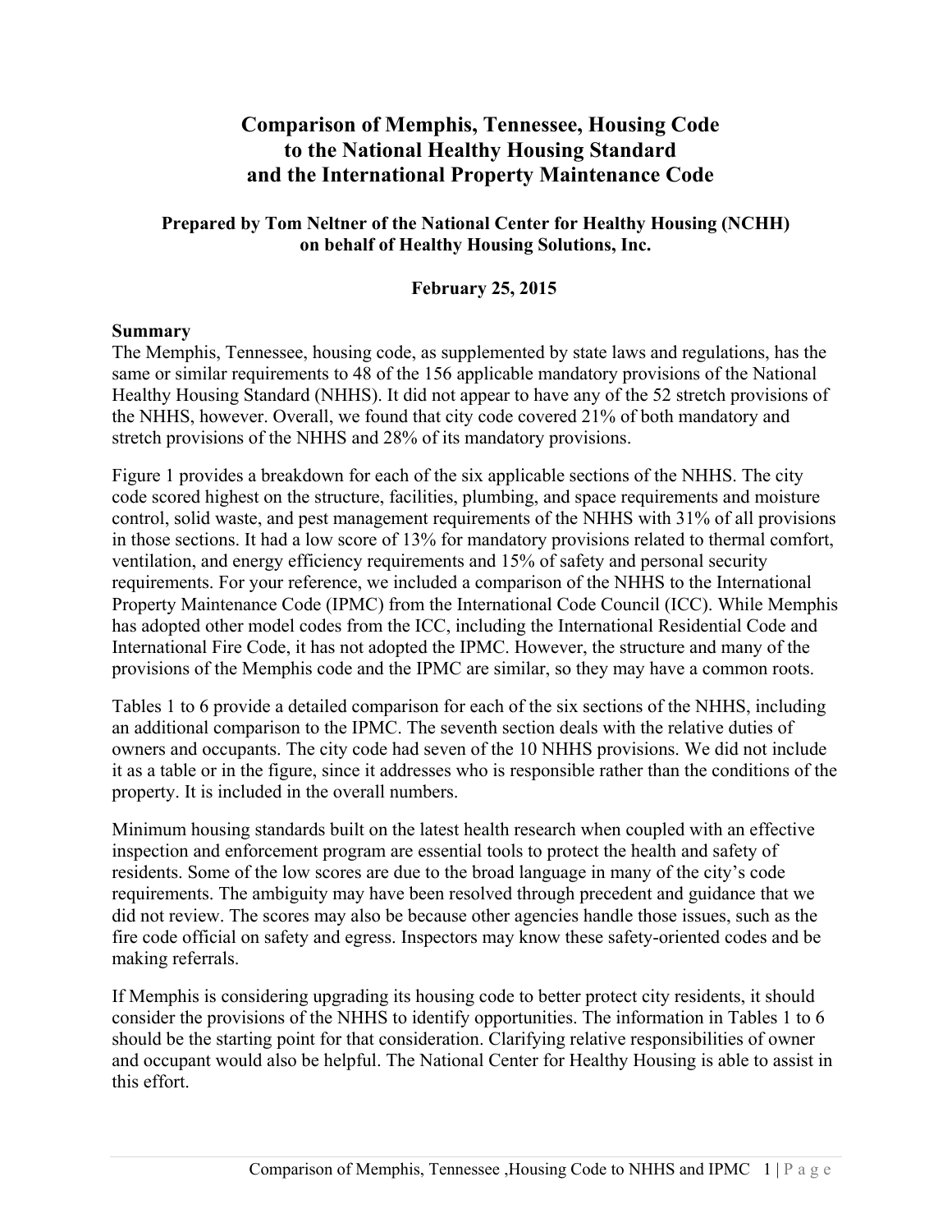# Comparison of Memphis, Tennessee, Housing Code to the National Healthy Housing Standard and the International Property Maintenance Code

**Prepared by Tom Neltner of the National Center for Healthy Housing (NCHH) on behalf of Healthy Housing Solutions, Inc.**

**February 25, 2015**

## Summary

The Memphis, Tennessee, housing code, as supplemented by state laws and regulations, has the same or similar requirements to 48 of the 156 applicable mandatory provisions of the National Healthy Housing Standard (NHHS). It did not appear to have any of the 52 stretch provisions of the NHHS, however. Overall, we found that city code covered 21% of both mandatory and stretch provisions of the NHHS and 28% of its mandatory provisions.

Figure 1 provides a breakdown for each of the six applicable sections of the NHHS. The city code scored highest on the structure, facilities, plumbing, and space requirements and moisture control, solid waste, and pest management requirements of the NHHS with 31% of all provisions in those sections. It had a low score of 13% for mandatory provisions related to thermal comfort, ventilation, and energy efficiency requirements and 15% of safety and personal security requirements. For your reference, we included a comparison of the NHHS to the International Property Maintenance Code (IPMC) from the International Code Council (ICC). While Memphis has adopted other model codes from the ICC, including the International Residential Code and International Fire Code, it has not adopted the IPMC. However, the structure and many of the provisions of the Memphis code and the IPMC are similar, so they may have a common roots.

Tables 1 to 6 provide a detailed comparison for each of the six sections of the NHHS, including an additional comparison to the IPMC. The seventh section deals with the relative duties of owners and occupants. The city code had seven of the 10 NHHS provisions. We did not include it as a table or in the figure, since it addresses who is responsible rather than the conditions of the property. It is included in the overall numbers.

Minimum housing standards built on the latest health research when coupled with an effective inspection and enforcement program are essential tools to protect the health and safety of residents. Some of the low scores are due to the broad language in many of the city's code requirements. The ambiguity may have been resolved through precedent and guidance that we did not review. The scores may also be because other agencies handle those issues, such as the fire code official on safety and egress. Inspectors may know these safety-oriented codes and be making referrals.

If Memphis is considering upgrading its housing code to better protect city residents, it should consider the provisions of the NHHS to identify opportunities. The information in Tables 1 to 6 should be the starting point for that consideration. Clarifying relative responsibilities of owner and occupant would also be helpful. The National Center for Healthy Housing is able to assist in this effort.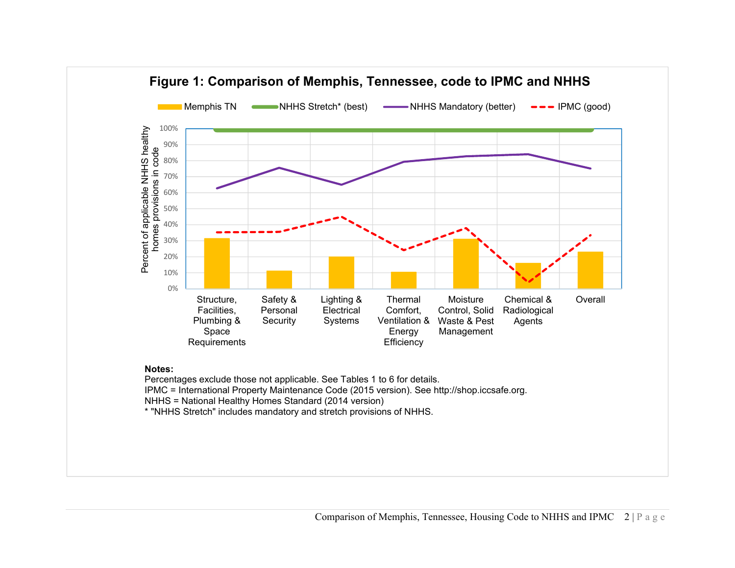## Figure 1: Comparison of Memphis, Tennessee, code to IPMC and NHHS

**Notes:**
Percentages exclude those not applicable. See Tables 1 to 6 for details.
IPMC = International Property Maintenance Code (2015 version). See http://shop.iccsafe.org.
NHHS = National Healthy Homes Standard (2014 version)
* "NHHS Stretch" includes mandatory and stretch provisions of NHHS.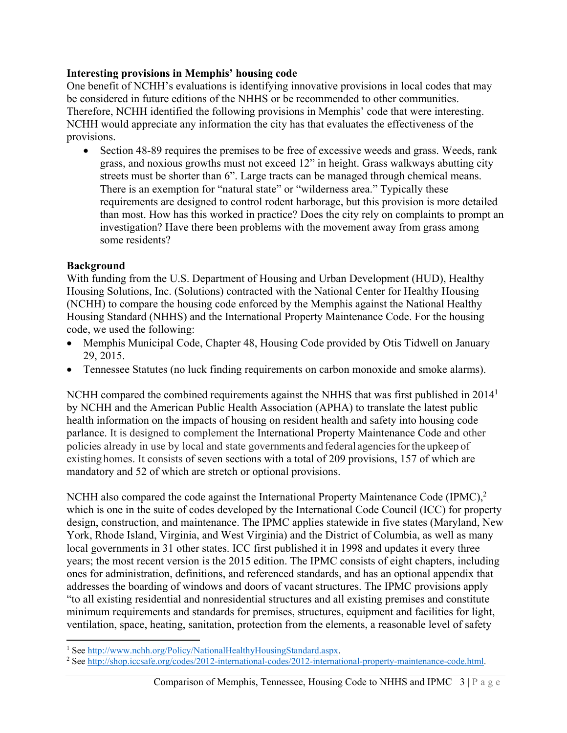**Interesting provisions in Memphis' housing code**

One benefit of NCHH's evaluations is identifying innovative provisions in local codes that may be considered in future editions of the NHHS or be recommended to other communities. Therefore, NCHH identified the following provisions in Memphis' code that were interesting. NCHH would appreciate any information the city has that evaluates the effectiveness of the provisions.

- Section 48-89 requires the premises to be free of excessive weeds and grass. Weeds, rank grass, and noxious growths must not exceed 12" in height. Grass walkways abutting city streets must be shorter than 6". Large tracts can be managed through chemical means. There is an exemption for "natural state" or "wilderness area." Typically these requirements are designed to control rodent harborage, but this provision is more detailed than most. How has this worked in practice? Does the city rely on complaints to prompt an investigation? Have there been problems with the movement away from grass among some residents?

**Background**

With funding from the U.S. Department of Housing and Urban Development (HUD), Healthy Housing Solutions, Inc. (Solutions) contracted with the National Center for Healthy Housing (NCHH) to compare the housing code enforced by the Memphis against the National Healthy Housing Standard (NHHS) and the International Property Maintenance Code. For the housing code, we used the following:

- Memphis Municipal Code, Chapter 48, Housing Code provided by Otis Tidwell on January 29, 2015.
- Tennessee Statutes (no luck finding requirements on carbon monoxide and smoke alarms).

NCHH compared the combined requirements against the NHHS that was first published in 2014[1] by NCHH and the American Public Health Association (APHA) to translate the latest public health information on the impacts of housing on resident health and safety into housing code parlance. It is designed to complement the International Property Maintenance Code and other policies already in use by local and state governments and federal agencies for the upkeep of existing homes. It consists of seven sections with a total of 209 provisions, 157 of which are mandatory and 52 of which are stretch or optional provisions.

NCHH also compared the code against the International Property Maintenance Code (IPMC),[2] which is one in the suite of codes developed by the International Code Council (ICC) for property design, construction, and maintenance. The IPMC applies statewide in five states (Maryland, New York, Rhode Island, Virginia, and West Virginia) and the District of Columbia, as well as many local governments in 31 other states. ICC first published it in 1998 and updates it every three years; the most recent version is the 2015 edition. The IPMC consists of eight chapters, including ones for administration, definitions, and referenced standards, and has an optional appendix that addresses the boarding of windows and doors of vacant structures. The IPMC provisions apply "to all existing residential and nonresidential structures and all existing premises and constitute minimum requirements and standards for premises, structures, equipment and facilities for light, ventilation, space, heating, sanitation, protection from the elements, a reasonable level of safety

---

[1] See http://www.nchh.org/Policy/NationalHealthyHousingStandard.aspx.

[2] See http://shop.iccsafe.org/codes/2012-international-codes/2012-international-property-maintenance-code.html.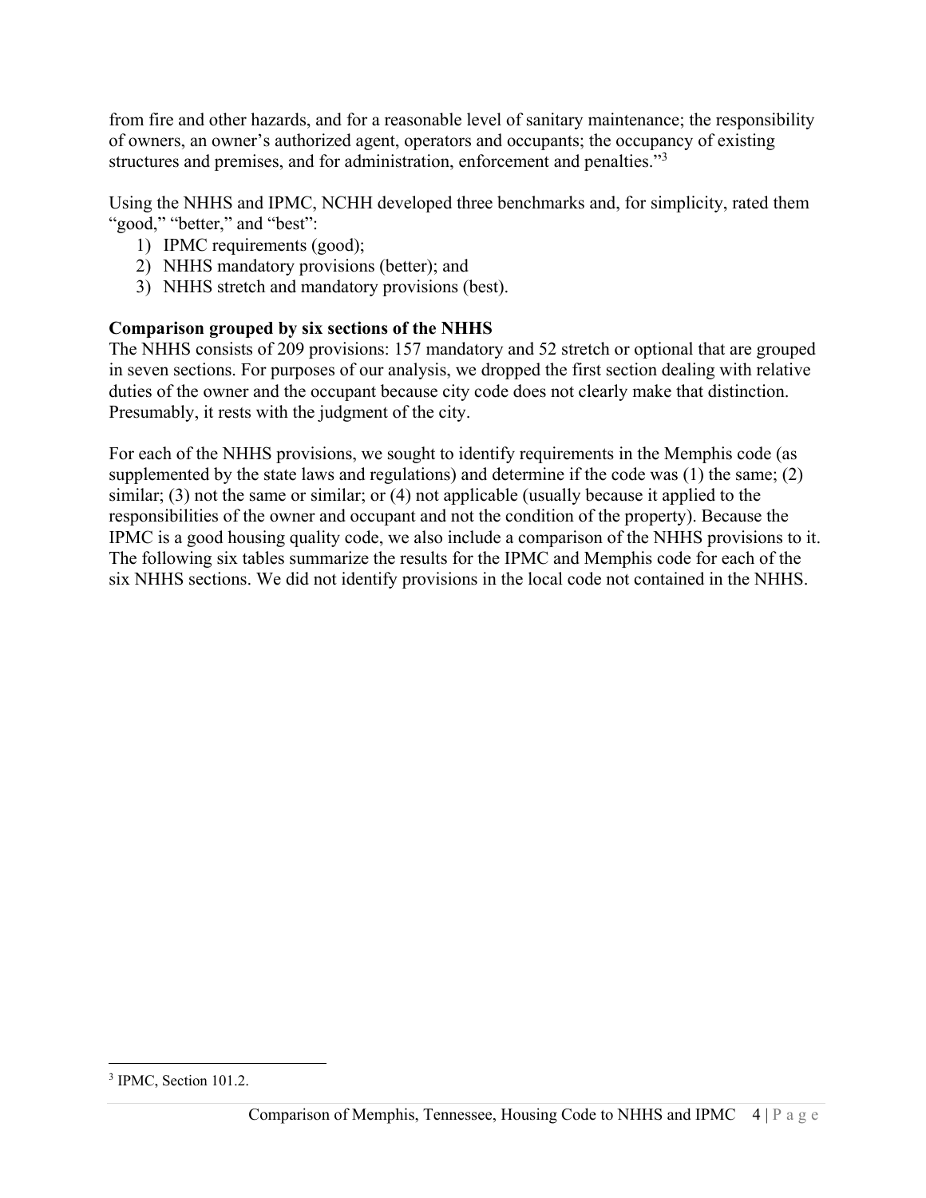from fire and other hazards, and for a reasonable level of sanitary maintenance; the responsibility of owners, an owner's authorized agent, operators and occupants; the occupancy of existing structures and premises, and for administration, enforcement and penalties."[3]

Using the NHHS and IPMC, NCHH developed three benchmarks and, for simplicity, rated them "good," "better," and "best":

1) IPMC requirements (good);
2) NHHS mandatory provisions (better); and
3) NHHS stretch and mandatory provisions (best).

**Comparison grouped by six sections of the NHHS**

The NHHS consists of 209 provisions: 157 mandatory and 52 stretch or optional that are grouped in seven sections. For purposes of our analysis, we dropped the first section dealing with relative duties of the owner and the occupant because city code does not clearly make that distinction. Presumably, it rests with the judgment of the city.

For each of the NHHS provisions, we sought to identify requirements in the Memphis code (as supplemented by the state laws and regulations) and determine if the code was (1) the same; (2) similar; (3) not the same or similar; or (4) not applicable (usually because it applied to the responsibilities of the owner and occupant and not the condition of the property). Because the IPMC is a good housing quality code, we also include a comparison of the NHHS provisions to it. The following six tables summarize the results for the IPMC and Memphis code for each of the six NHHS sections. We did not identify provisions in the local code not contained in the NHHS.

[3] IPMC, Section 101.2.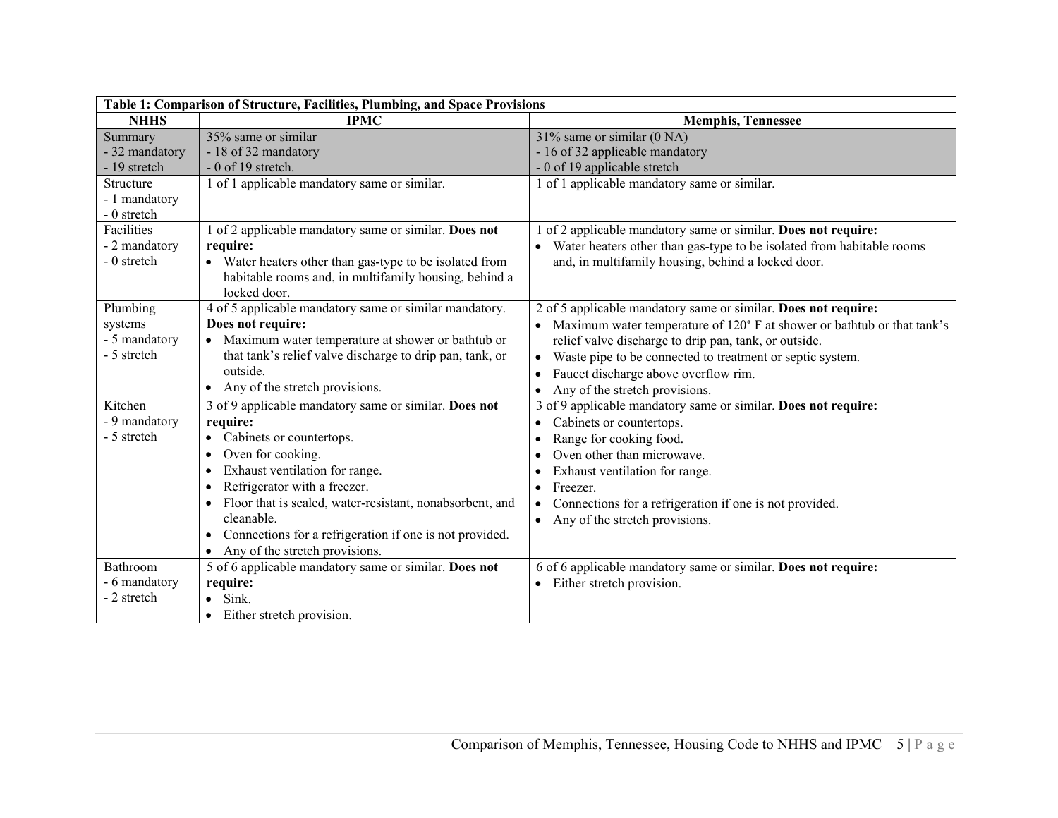| Table 1: Comparison of Structure, Facilities, Plumbing, and Space Provisions | | |
|---|---|---|
| **NHHS** | **IPMC** | **Memphis, Tennessee** |
| Summary<br>- 32 mandatory<br>- 19 stretch | 35% same or similar<br>- 18 of 32 mandatory<br>- 0 of 19 stretch. | 31% same or similar (0 NA)<br>- 16 of 32 applicable mandatory<br>- 0 of 19 applicable stretch |
| Structure<br>- 1 mandatory<br>- 0 stretch | 1 of 1 applicable mandatory same or similar. | 1 of 1 applicable mandatory same or similar. |
| Facilities<br>- 2 mandatory<br>- 0 stretch | 1 of 2 applicable mandatory same or similar. **Does not require:**<br>• Water heaters other than gas-type to be isolated from habitable rooms and, in multifamily housing, behind a locked door. | 1 of 2 applicable mandatory same or similar. **Does not require:**<br>• Water heaters other than gas-type to be isolated from habitable rooms and, in multifamily housing, behind a locked door. |
| Plumbing systems<br>- 5 mandatory<br>- 5 stretch | 4 of 5 applicable mandatory same or similar mandatory. **Does not require:**<br>• Maximum water temperature at shower or bathtub or that tank's relief valve discharge to drip pan, tank, or outside.<br>• Any of the stretch provisions. | 2 of 5 applicable mandatory same or similar. **Does not require:**<br>• Maximum water temperature of 120° F at shower or bathtub or that tank's relief valve discharge to drip pan, tank, or outside.<br>• Waste pipe to be connected to treatment or septic system.<br>• Faucet discharge above overflow rim.<br>• Any of the stretch provisions. |
| Kitchen<br>- 9 mandatory<br>- 5 stretch | 3 of 9 applicable mandatory same or similar. **Does not require:**<br>• Cabinets or countertops.<br>• Oven for cooking.<br>• Exhaust ventilation for range.<br>• Refrigerator with a freezer.<br>• Floor that is sealed, water-resistant, nonabsorbent, and cleanable.<br>• Connections for a refrigeration if one is not provided.<br>• Any of the stretch provisions. | 3 of 9 applicable mandatory same or similar. **Does not require:**<br>• Cabinets or countertops.<br>• Range for cooking food.<br>• Oven other than microwave.<br>• Exhaust ventilation for range.<br>• Freezer.<br>• Connections for a refrigeration if one is not provided.<br>• Any of the stretch provisions. |
| Bathroom<br>- 6 mandatory<br>- 2 stretch | 5 of 6 applicable mandatory same or similar. **Does not require:**<br>• Sink.<br>• Either stretch provision. | 6 of 6 applicable mandatory same or similar. **Does not require:**<br>• Either stretch provision. |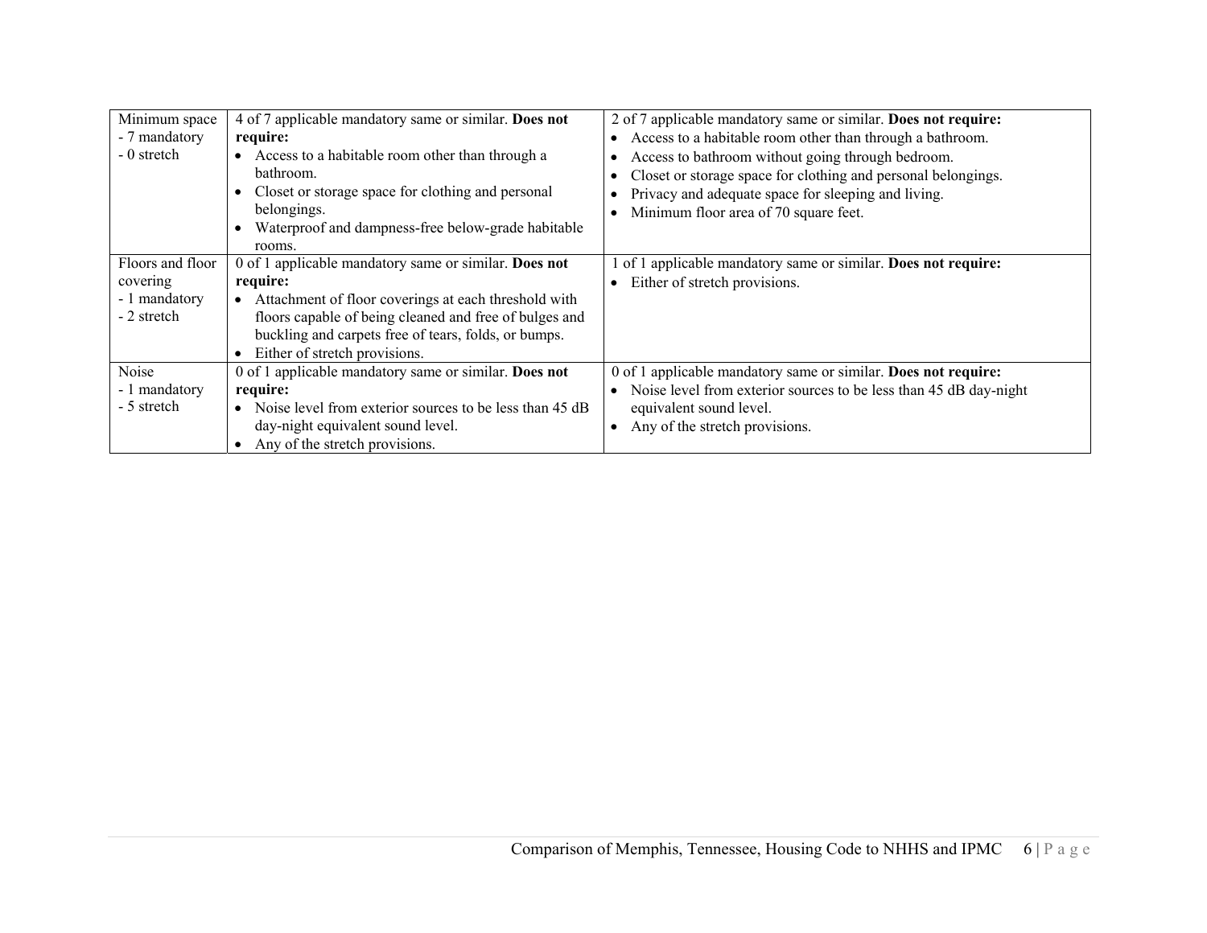| Minimum space<br>- 7 mandatory<br>- 0 stretch | 4 of 7 applicable mandatory same or similar. **Does not require:**<br>• Access to a habitable room other than through a bathroom.<br>• Closet or storage space for clothing and personal belongings.<br>• Waterproof and dampness-free below-grade habitable rooms. | 2 of 7 applicable mandatory same or similar. **Does not require:**<br>• Access to a habitable room other than through a bathroom.<br>• Access to bathroom without going through bedroom.<br>• Closet or storage space for clothing and personal belongings.<br>• Privacy and adequate space for sleeping and living.<br>• Minimum floor area of 70 square feet. |
|---|---|---|
| Floors and floor covering<br>- 1 mandatory<br>- 2 stretch | 0 of 1 applicable mandatory same or similar. **Does not require:**<br>• Attachment of floor coverings at each threshold with floors capable of being cleaned and free of bulges and buckling and carpets free of tears, folds, or bumps.<br>• Either of stretch provisions. | 1 of 1 applicable mandatory same or similar. **Does not require:**<br>• Either of stretch provisions. |
| Noise<br>- 1 mandatory<br>- 5 stretch | 0 of 1 applicable mandatory same or similar. **Does not require:**<br>• Noise level from exterior sources to be less than 45 dB day-night equivalent sound level.<br>• Any of the stretch provisions. | 0 of 1 applicable mandatory same or similar. **Does not require:**<br>• Noise level from exterior sources to be less than 45 dB day-night equivalent sound level.<br>• Any of the stretch provisions. |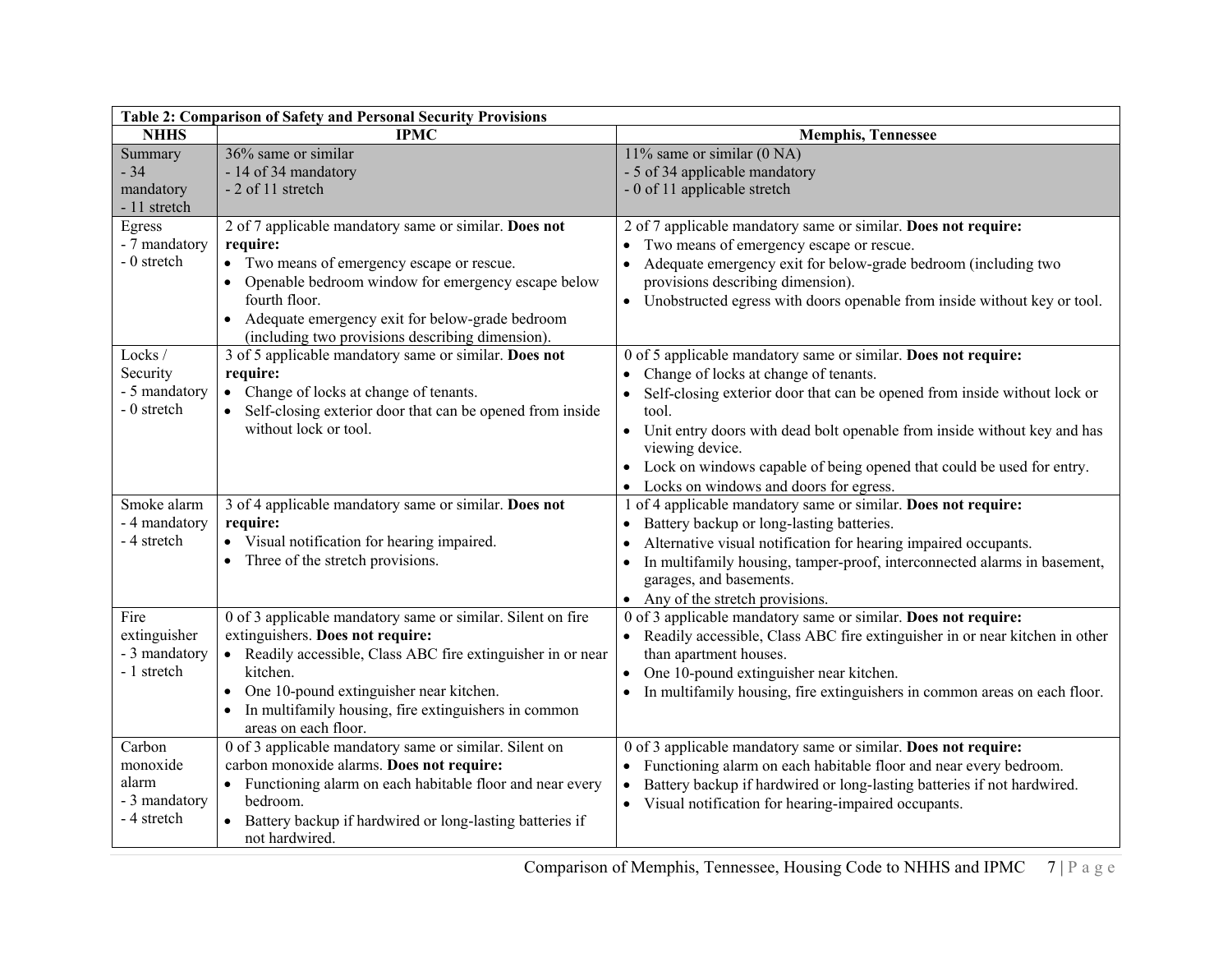| Table 2: Comparison of Safety and Personal Security Provisions | | |
|---|---|---|
| **NHHS** | **IPMC** | **Memphis, Tennessee** |
| Summary<br>- 34 mandatory<br>- 11 stretch | 36% same or similar<br>- 14 of 34 mandatory<br>- 2 of 11 stretch | 11% same or similar (0 NA)<br>- 5 of 34 applicable mandatory<br>- 0 of 11 applicable stretch |
| Egress<br>- 7 mandatory<br>- 0 stretch | 2 of 7 applicable mandatory same or similar. **Does not require:**<br>• Two means of emergency escape or rescue.<br>• Openable bedroom window for emergency escape below fourth floor.<br>• Adequate emergency exit for below-grade bedroom (including two provisions describing dimension). | 2 of 7 applicable mandatory same or similar. **Does not require:**<br>• Two means of emergency escape or rescue.<br>• Adequate emergency exit for below-grade bedroom (including two provisions describing dimension).<br>• Unobstructed egress with doors openable from inside without key or tool. |
| Locks / Security<br>- 5 mandatory<br>- 0 stretch | 3 of 5 applicable mandatory same or similar. **Does not require:**<br>• Change of locks at change of tenants.<br>• Self-closing exterior door that can be opened from inside without lock or tool. | 0 of 5 applicable mandatory same or similar. **Does not require:**<br>• Change of locks at change of tenants.<br>• Self-closing exterior door that can be opened from inside without lock or tool.<br>• Unit entry doors with dead bolt openable from inside without key and has viewing device.<br>• Lock on windows capable of being opened that could be used for entry.<br>• Locks on windows and doors for egress. |
| Smoke alarm<br>- 4 mandatory<br>- 4 stretch | 3 of 4 applicable mandatory same or similar. **Does not require:**<br>• Visual notification for hearing impaired.<br>• Three of the stretch provisions. | 1 of 4 applicable mandatory same or similar. **Does not require:**<br>• Battery backup or long-lasting batteries.<br>• Alternative visual notification for hearing impaired occupants.<br>• In multifamily housing, tamper-proof, interconnected alarms in basement, garages, and basements.<br>• Any of the stretch provisions. |
| Fire extinguisher<br>- 3 mandatory<br>- 1 stretch | 0 of 3 applicable mandatory same or similar. Silent on fire extinguishers. **Does not require:**<br>• Readily accessible, Class ABC fire extinguisher in or near kitchen.<br>• One 10-pound extinguisher near kitchen.<br>• In multifamily housing, fire extinguishers in common areas on each floor. | 0 of 3 applicable mandatory same or similar. **Does not require:**<br>• Readily accessible, Class ABC fire extinguisher in or near kitchen in other than apartment houses.<br>• One 10-pound extinguisher near kitchen.<br>• In multifamily housing, fire extinguishers in common areas on each floor. |
| Carbon monoxide alarm<br>- 3 mandatory<br>- 4 stretch | 0 of 3 applicable mandatory same or similar. Silent on carbon monoxide alarms. **Does not require:**<br>• Functioning alarm on each habitable floor and near every bedroom.<br>• Battery backup if hardwired or long-lasting batteries if not hardwired. | 0 of 3 applicable mandatory same or similar. **Does not require:**<br>• Functioning alarm on each habitable floor and near every bedroom.<br>• Battery backup if hardwired or long-lasting batteries if not hardwired.<br>• Visual notification for hearing-impaired occupants. |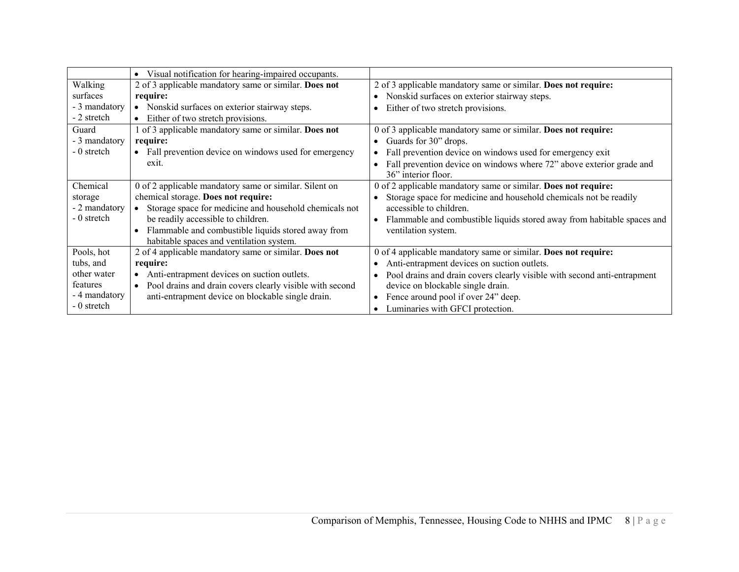| | | |
|---|---|---|
| | • Visual notification for hearing-impaired occupants. | |
| Walking surfaces<br>- 3 mandatory<br>- 2 stretch | 2 of 3 applicable mandatory same or similar. **Does not require:**<br>• Nonskid surfaces on exterior stairway steps.<br>• Either of two stretch provisions. | 2 of 3 applicable mandatory same or similar. **Does not require:**<br>• Nonskid surfaces on exterior stairway steps.<br>• Either of two stretch provisions. |
| Guard<br>- 3 mandatory<br>- 0 stretch | 1 of 3 applicable mandatory same or similar. **Does not require:**<br>• Fall prevention device on windows used for emergency exit. | 0 of 3 applicable mandatory same or similar. **Does not require:**<br>• Guards for 30" drops.<br>• Fall prevention device on windows used for emergency exit<br>• Fall prevention device on windows where 72" above exterior grade and 36" interior floor. |
| Chemical storage<br>- 2 mandatory<br>- 0 stretch | 0 of 2 applicable mandatory same or similar. Silent on chemical storage. **Does not require:**<br>• Storage space for medicine and household chemicals not be readily accessible to children.<br>• Flammable and combustible liquids stored away from habitable spaces and ventilation system. | 0 of 2 applicable mandatory same or similar. **Does not require:**<br>• Storage space for medicine and household chemicals not be readily accessible to children.<br>• Flammable and combustible liquids stored away from habitable spaces and ventilation system. |
| Pools, hot tubs, and other water features<br>- 4 mandatory<br>- 0 stretch | 2 of 4 applicable mandatory same or similar. **Does not require:**<br>• Anti-entrapment devices on suction outlets.<br>• Pool drains and drain covers clearly visible with second anti-entrapment device on blockable single drain. | 0 of 4 applicable mandatory same or similar. **Does not require:**<br>• Anti-entrapment devices on suction outlets.<br>• Pool drains and drain covers clearly visible with second anti-entrapment device on blockable single drain.<br>• Fence around pool if over 24" deep.<br>• Luminaries with GFCI protection. |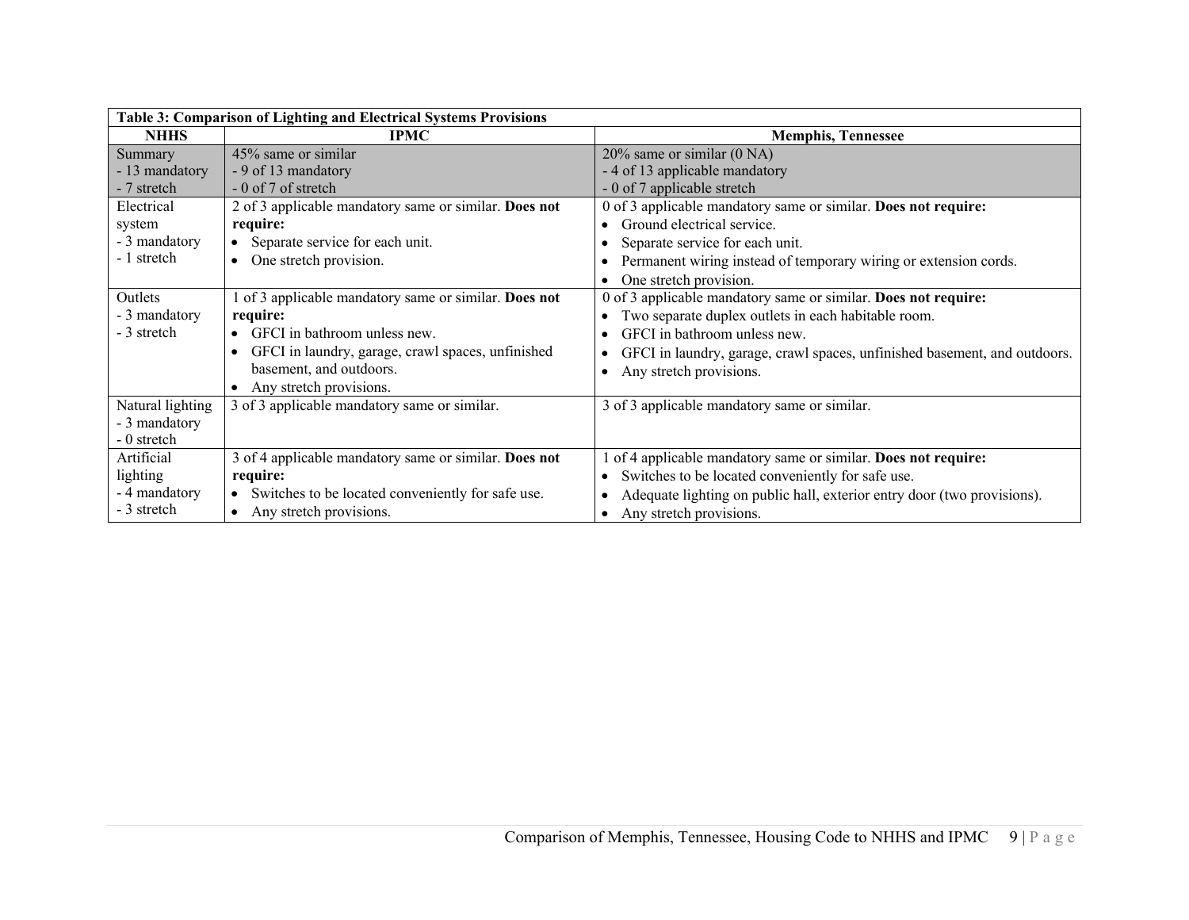**Table 3: Comparison of Lighting and Electrical Systems Provisions**

| NHHS | IPMC | Memphis, Tennessee |
|---|---|---|
| Summary<br>- 13 mandatory<br>- 7 stretch | 45% same or similar<br>- 9 of 13 mandatory<br>- 0 of 7 of stretch | 20% same or similar (0 NA)<br>- 4 of 13 applicable mandatory<br>- 0 of 7 applicable stretch |
| Electrical system<br>- 3 mandatory<br>- 1 stretch | 2 of 3 applicable mandatory same or similar. **Does not require:**<br>• Separate service for each unit.<br>• One stretch provision. | 0 of 3 applicable mandatory same or similar. **Does not require:**<br>• Ground electrical service.<br>• Separate service for each unit.<br>• Permanent wiring instead of temporary wiring or extension cords.<br>• One stretch provision. |
| Outlets<br>- 3 mandatory<br>- 3 stretch | 1 of 3 applicable mandatory same or similar. **Does not require:**<br>• GFCI in bathroom unless new.<br>• GFCI in laundry, garage, crawl spaces, unfinished basement, and outdoors.<br>• Any stretch provisions. | 0 of 3 applicable mandatory same or similar. **Does not require:**<br>• Two separate duplex outlets in each habitable room.<br>• GFCI in bathroom unless new.<br>• GFCI in laundry, garage, crawl spaces, unfinished basement, and outdoors.<br>• Any stretch provisions. |
| Natural lighting<br>- 3 mandatory<br>- 0 stretch | 3 of 3 applicable mandatory same or similar. | 3 of 3 applicable mandatory same or similar. |
| Artificial lighting<br>- 4 mandatory<br>- 3 stretch | 3 of 4 applicable mandatory same or similar. **Does not require:**<br>• Switches to be located conveniently for safe use.<br>• Any stretch provisions. | 1 of 4 applicable mandatory same or similar. **Does not require:**<br>• Switches to be located conveniently for safe use.<br>• Adequate lighting on public hall, exterior entry door (two provisions).<br>• Any stretch provisions. |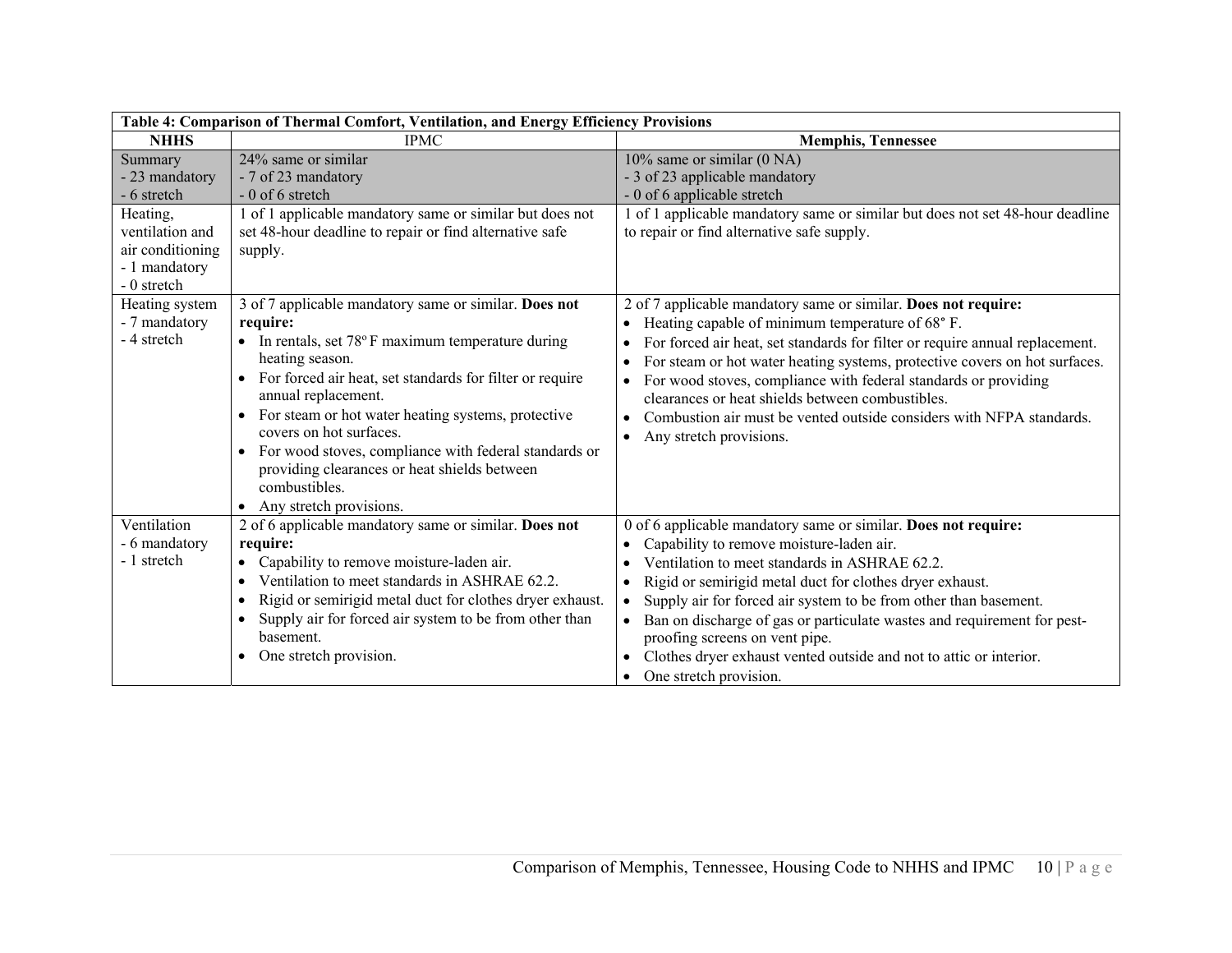| Table 4: Comparison of Thermal Comfort, Ventilation, and Energy Efficiency Provisions | | |
|---|---|---|
| **NHHS** | IPMC | **Memphis, Tennessee** |
| Summary<br>- 23 mandatory<br>- 6 stretch | 24% same or similar<br>- 7 of 23 mandatory<br>- 0 of 6 stretch | 10% same or similar (0 NA)<br>- 3 of 23 applicable mandatory<br>- 0 of 6 applicable stretch |
| Heating, ventilation and air conditioning<br>- 1 mandatory<br>- 0 stretch | 1 of 1 applicable mandatory same or similar but does not set 48-hour deadline to repair or find alternative safe supply. | 1 of 1 applicable mandatory same or similar but does not set 48-hour deadline to repair or find alternative safe supply. |
| Heating system<br>- 7 mandatory<br>- 4 stretch | 3 of 7 applicable mandatory same or similar. **Does not require:**<br>• In rentals, set 78° F maximum temperature during heating season.<br>• For forced air heat, set standards for filter or require annual replacement.<br>• For steam or hot water heating systems, protective covers on hot surfaces.<br>• For wood stoves, compliance with federal standards or providing clearances or heat shields between combustibles.<br>• Any stretch provisions. | 2 of 7 applicable mandatory same or similar. **Does not require:**<br>• Heating capable of minimum temperature of 68° F.<br>• For forced air heat, set standards for filter or require annual replacement.<br>• For steam or hot water heating systems, protective covers on hot surfaces.<br>• For wood stoves, compliance with federal standards or providing clearances or heat shields between combustibles.<br>• Combustion air must be vented outside considers with NFPA standards.<br>• Any stretch provisions. |
| Ventilation<br>- 6 mandatory<br>- 1 stretch | 2 of 6 applicable mandatory same or similar. **Does not require:**<br>• Capability to remove moisture-laden air.<br>• Ventilation to meet standards in ASHRAE 62.2.<br>• Rigid or semirigid metal duct for clothes dryer exhaust.<br>• Supply air for forced air system to be from other than basement.<br>• One stretch provision. | 0 of 6 applicable mandatory same or similar. **Does not require:**<br>• Capability to remove moisture-laden air.<br>• Ventilation to meet standards in ASHRAE 62.2.<br>• Rigid or semirigid metal duct for clothes dryer exhaust.<br>• Supply air for forced air system to be from other than basement.<br>• Ban on discharge of gas or particulate wastes and requirement for pest-proofing screens on vent pipe.<br>• Clothes dryer exhaust vented outside and not to attic or interior.<br>• One stretch provision. |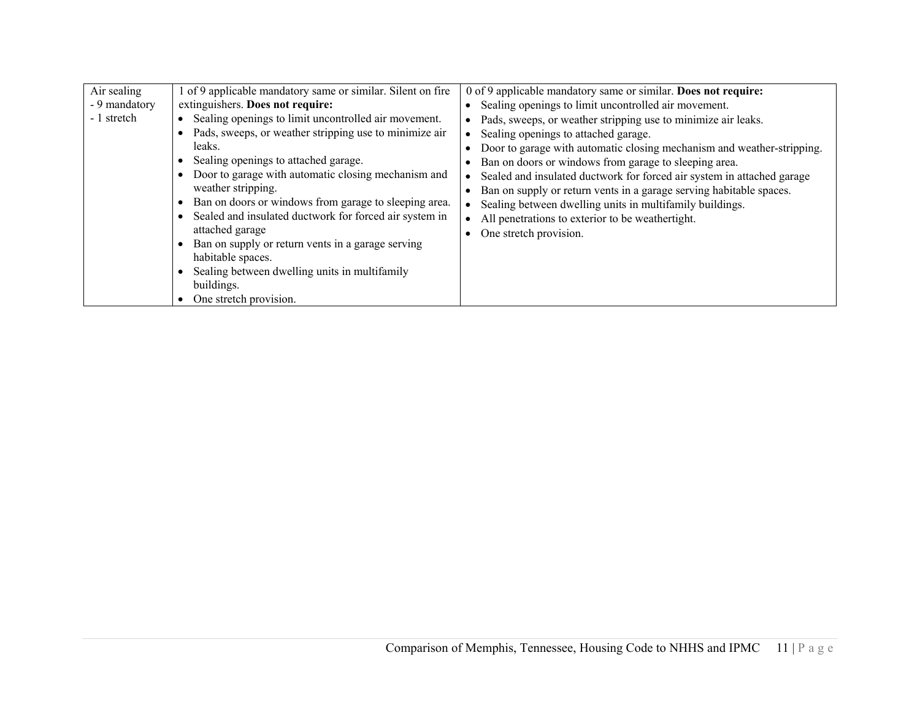| Air sealing<br>- 9 mandatory<br>- 1 stretch | 1 of 9 applicable mandatory same or similar. Silent on fire extinguishers. **Does not require:**<br>• Sealing openings to limit uncontrolled air movement.<br>• Pads, sweeps, or weather stripping use to minimize air leaks.<br>• Sealing openings to attached garage.<br>• Door to garage with automatic closing mechanism and weather stripping.<br>• Ban on doors or windows from garage to sleeping area.<br>• Sealed and insulated ductwork for forced air system in attached garage<br>• Ban on supply or return vents in a garage serving habitable spaces.<br>• Sealing between dwelling units in multifamily buildings.<br>• One stretch provision. | 0 of 9 applicable mandatory same or similar. **Does not require:**<br>• Sealing openings to limit uncontrolled air movement.<br>• Pads, sweeps, or weather stripping use to minimize air leaks.<br>• Sealing openings to attached garage.<br>• Door to garage with automatic closing mechanism and weather-stripping.<br>• Ban on doors or windows from garage to sleeping area.<br>• Sealed and insulated ductwork for forced air system in attached garage<br>• Ban on supply or return vents in a garage serving habitable spaces.<br>• Sealing between dwelling units in multifamily buildings.<br>• All penetrations to exterior to be weathertight.<br>• One stretch provision. |
|---|---|---|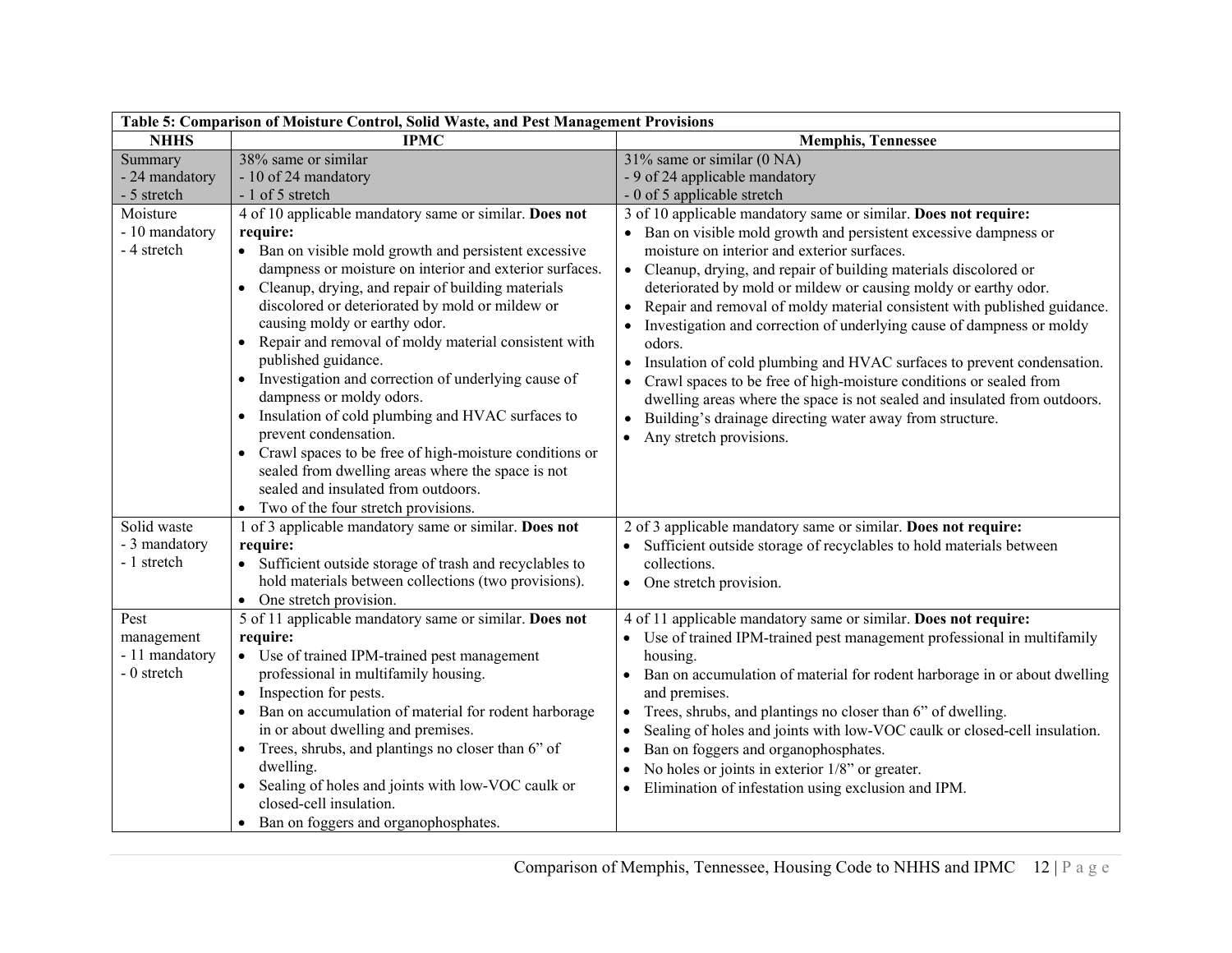| **Table 5: Comparison of Moisture Control, Solid Waste, and Pest Management Provisions** | | |
|---|---|---|
| **NHHS** | **IPMC** | **Memphis, Tennessee** |
| Summary<br>- 24 mandatory<br>- 5 stretch | 38% same or similar<br>- 10 of 24 mandatory<br>- 1 of 5 stretch | 31% same or similar (0 NA)<br>- 9 of 24 applicable mandatory<br>- 0 of 5 applicable stretch |
| Moisture<br>- 10 mandatory<br>- 4 stretch | 4 of 10 applicable mandatory same or similar. **Does not require:**<br>• Ban on visible mold growth and persistent excessive dampness or moisture on interior and exterior surfaces.<br>• Cleanup, drying, and repair of building materials discolored or deteriorated by mold or mildew or causing moldy or earthy odor.<br>• Repair and removal of moldy material consistent with published guidance.<br>• Investigation and correction of underlying cause of dampness or moldy odors.<br>• Insulation of cold plumbing and HVAC surfaces to prevent condensation.<br>• Crawl spaces to be free of high-moisture conditions or sealed from dwelling areas where the space is not sealed and insulated from outdoors.<br>• Two of the four stretch provisions. | 3 of 10 applicable mandatory same or similar. **Does not require:**<br>• Ban on visible mold growth and persistent excessive dampness or moisture on interior and exterior surfaces.<br>• Cleanup, drying, and repair of building materials discolored or deteriorated by mold or mildew or causing moldy or earthy odor.<br>• Repair and removal of moldy material consistent with published guidance.<br>• Investigation and correction of underlying cause of dampness or moldy odors.<br>• Insulation of cold plumbing and HVAC surfaces to prevent condensation.<br>• Crawl spaces to be free of high-moisture conditions or sealed from dwelling areas where the space is not sealed and insulated from outdoors.<br>• Building's drainage directing water away from structure.<br>• Any stretch provisions. |
| Solid waste<br>- 3 mandatory<br>- 1 stretch | 1 of 3 applicable mandatory same or similar. **Does not require:**<br>• Sufficient outside storage of trash and recyclables to hold materials between collections (two provisions).<br>• One stretch provision. | 2 of 3 applicable mandatory same or similar. **Does not require:**<br>• Sufficient outside storage of recyclables to hold materials between collections.<br>• One stretch provision. |
| Pest management<br>- 11 mandatory<br>- 0 stretch | 5 of 11 applicable mandatory same or similar. **Does not require:**<br>• Use of trained IPM-trained pest management professional in multifamily housing.<br>• Inspection for pests.<br>• Ban on accumulation of material for rodent harborage in or about dwelling and premises.<br>• Trees, shrubs, and plantings no closer than 6" of dwelling.<br>• Sealing of holes and joints with low-VOC caulk or closed-cell insulation.<br>• Ban on foggers and organophosphates. | 4 of 11 applicable mandatory same or similar. **Does not require:**<br>• Use of trained IPM-trained pest management professional in multifamily housing.<br>• Ban on accumulation of material for rodent harborage in or about dwelling and premises.<br>• Trees, shrubs, and plantings no closer than 6" of dwelling.<br>• Sealing of holes and joints with low-VOC caulk or closed-cell insulation.<br>• Ban on foggers and organophosphates.<br>• No holes or joints in exterior 1/8" or greater.<br>• Elimination of infestation using exclusion and IPM. |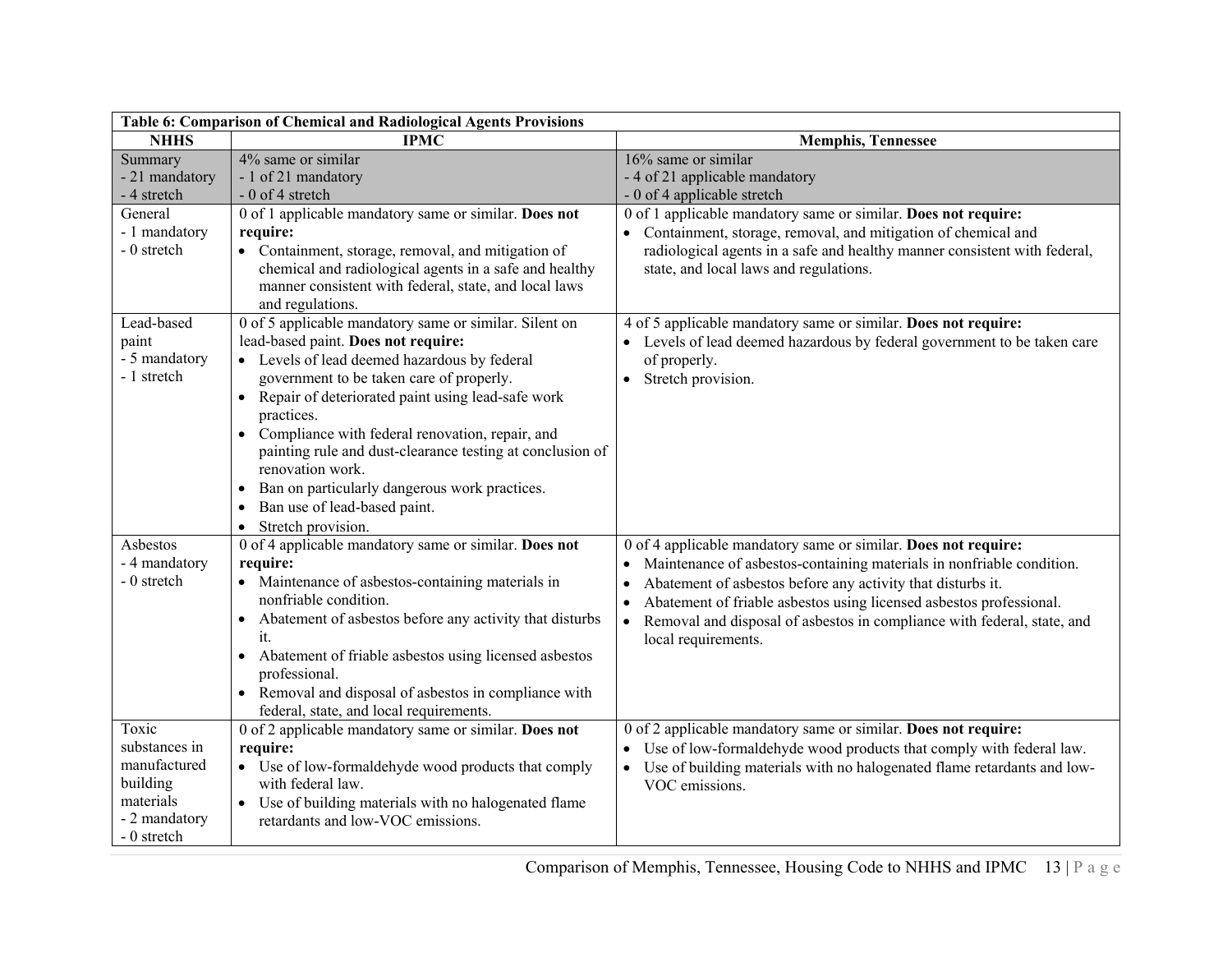| Table 6: Comparison of Chemical and Radiological Agents Provisions | | |
|---|---|---|
| **NHHS** | **IPMC** | **Memphis, Tennessee** |
| Summary<br>- 21 mandatory<br>- 4 stretch | 4% same or similar<br>- 1 of 21 mandatory<br>- 0 of 4 stretch | 16% same or similar<br>- 4 of 21 applicable mandatory<br>- 0 of 4 applicable stretch |
| General<br>- 1 mandatory<br>- 0 stretch | 0 of 1 applicable mandatory same or similar. **Does not require:**<br>• Containment, storage, removal, and mitigation of chemical and radiological agents in a safe and healthy manner consistent with federal, state, and local laws and regulations. | 0 of 1 applicable mandatory same or similar. **Does not require:**<br>• Containment, storage, removal, and mitigation of chemical and radiological agents in a safe and healthy manner consistent with federal, state, and local laws and regulations. |
| Lead-based paint<br>- 5 mandatory<br>- 1 stretch | 0 of 5 applicable mandatory same or similar. Silent on lead-based paint. **Does not require:**<br>• Levels of lead deemed hazardous by federal government to be taken care of properly.<br>• Repair of deteriorated paint using lead-safe work practices.<br>• Compliance with federal renovation, repair, and painting rule and dust-clearance testing at conclusion of renovation work.<br>• Ban on particularly dangerous work practices.<br>• Ban use of lead-based paint.<br>• Stretch provision. | 4 of 5 applicable mandatory same or similar. **Does not require:**<br>• Levels of lead deemed hazardous by federal government to be taken care of properly.<br>• Stretch provision. |
| Asbestos<br>- 4 mandatory<br>- 0 stretch | 0 of 4 applicable mandatory same or similar. **Does not require:**<br>• Maintenance of asbestos-containing materials in nonfriable condition.<br>• Abatement of asbestos before any activity that disturbs it.<br>• Abatement of friable asbestos using licensed asbestos professional.<br>• Removal and disposal of asbestos in compliance with federal, state, and local requirements. | 0 of 4 applicable mandatory same or similar. **Does not require:**<br>• Maintenance of asbestos-containing materials in nonfriable condition.<br>• Abatement of asbestos before any activity that disturbs it.<br>• Abatement of friable asbestos using licensed asbestos professional.<br>• Removal and disposal of asbestos in compliance with federal, state, and local requirements. |
| Toxic substances in manufactured building materials<br>- 2 mandatory<br>- 0 stretch | 0 of 2 applicable mandatory same or similar. **Does not require:**<br>• Use of low-formaldehyde wood products that comply with federal law.<br>• Use of building materials with no halogenated flame retardants and low-VOC emissions. | 0 of 2 applicable mandatory same or similar. **Does not require:**<br>• Use of low-formaldehyde wood products that comply with federal law.<br>• Use of building materials with no halogenated flame retardants and low-VOC emissions. |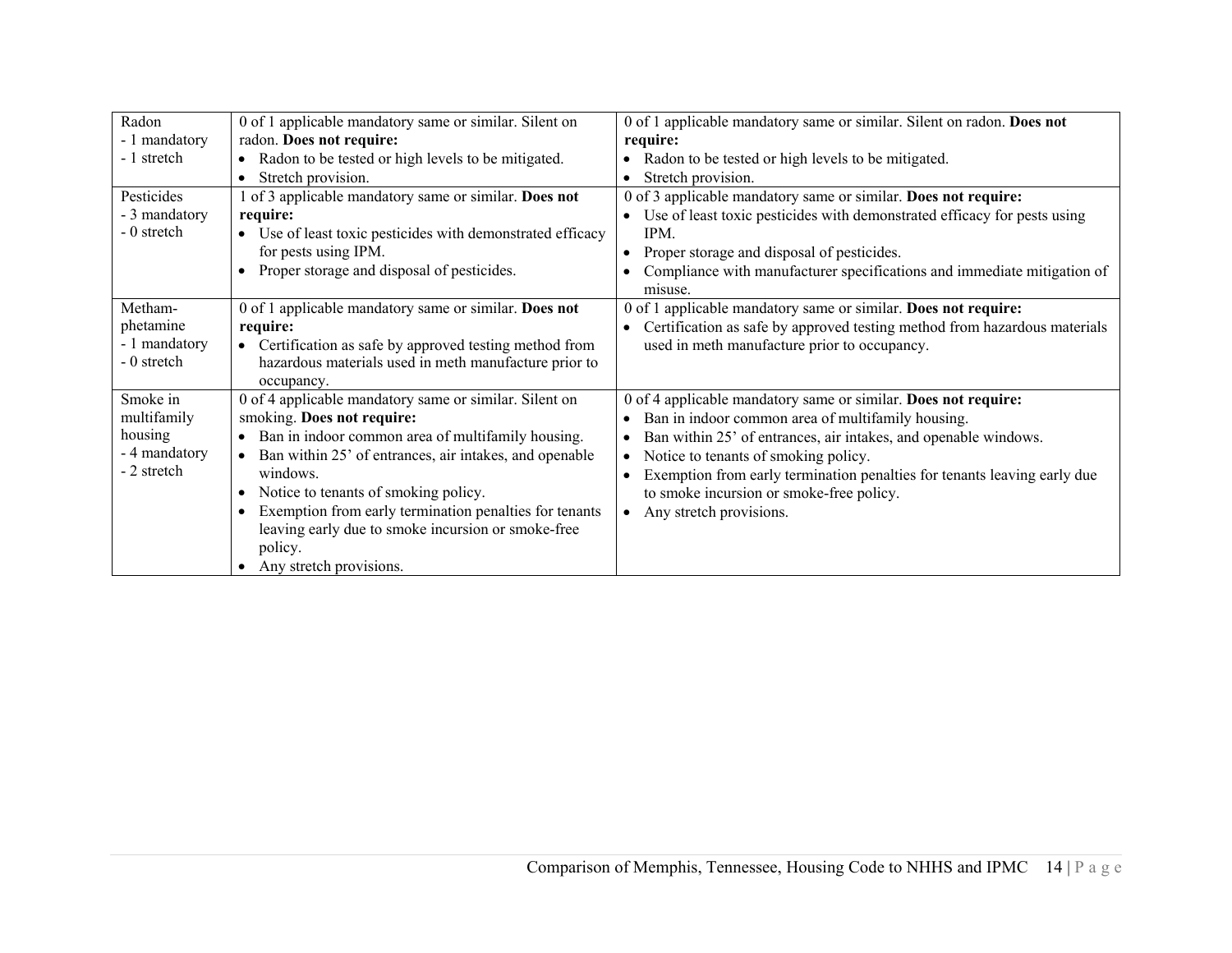| | | |
|---|---|---|
| Radon<br>- 1 mandatory<br>- 1 stretch | 0 of 1 applicable mandatory same or similar. Silent on radon. **Does not require:**<br>• Radon to be tested or high levels to be mitigated.<br>• Stretch provision. | 0 of 1 applicable mandatory same or similar. Silent on radon. **Does not require:**<br>• Radon to be tested or high levels to be mitigated.<br>• Stretch provision. |
| Pesticides<br>- 3 mandatory<br>- 0 stretch | 1 of 3 applicable mandatory same or similar. **Does not require:**<br>• Use of least toxic pesticides with demonstrated efficacy for pests using IPM.<br>• Proper storage and disposal of pesticides. | 0 of 3 applicable mandatory same or similar. **Does not require:**<br>• Use of least toxic pesticides with demonstrated efficacy for pests using IPM.<br>• Proper storage and disposal of pesticides.<br>• Compliance with manufacturer specifications and immediate mitigation of misuse. |
| Metham-phetamine<br>- 1 mandatory<br>- 0 stretch | 0 of 1 applicable mandatory same or similar. **Does not require:**<br>• Certification as safe by approved testing method from hazardous materials used in meth manufacture prior to occupancy. | 0 of 1 applicable mandatory same or similar. **Does not require:**<br>• Certification as safe by approved testing method from hazardous materials used in meth manufacture prior to occupancy. |
| Smoke in multifamily housing<br>- 4 mandatory<br>- 2 stretch | 0 of 4 applicable mandatory same or similar. Silent on smoking. **Does not require:**<br>• Ban in indoor common area of multifamily housing.<br>• Ban within 25' of entrances, air intakes, and openable windows.<br>• Notice to tenants of smoking policy.<br>• Exemption from early termination penalties for tenants leaving early due to smoke incursion or smoke-free policy.<br>• Any stretch provisions. | 0 of 4 applicable mandatory same or similar. **Does not require:**<br>• Ban in indoor common area of multifamily housing.<br>• Ban within 25' of entrances, air intakes, and openable windows.<br>• Notice to tenants of smoking policy.<br>• Exemption from early termination penalties for tenants leaving early due to smoke incursion or smoke-free policy.<br>• Any stretch provisions. |